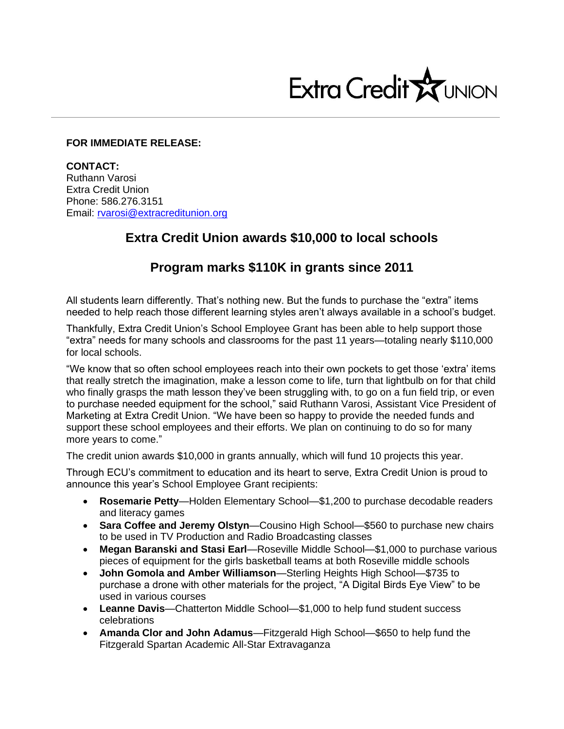Extra Credit UNION

**FOR IMMEDIATE RELEASE:**

**CONTACT:**
Ruthann Varosi
Extra Credit Union
Phone: 586.276.3151
Email: rvarosi@extracreditunion.org

## Extra Credit Union awards $10,000 to local schools

## Program marks $110K in grants since 2011

All students learn differently. That's nothing new. But the funds to purchase the "extra" items needed to help reach those different learning styles aren't always available in a school's budget.

Thankfully, Extra Credit Union's School Employee Grant has been able to help support those "extra" needs for many schools and classrooms for the past 11 years—totaling nearly $110,000 for local schools.

"We know that so often school employees reach into their own pockets to get those 'extra' items that really stretch the imagination, make a lesson come to life, turn that lightbulb on for that child who finally grasps the math lesson they've been struggling with, to go on a fun field trip, or even to purchase needed equipment for the school," said Ruthann Varosi, Assistant Vice President of Marketing at Extra Credit Union. "We have been so happy to provide the needed funds and support these school employees and their efforts. We plan on continuing to do so for many more years to come."

The credit union awards $10,000 in grants annually, which will fund 10 projects this year.

Through ECU's commitment to education and its heart to serve, Extra Credit Union is proud to announce this year's School Employee Grant recipients:

- **Rosemarie Petty**—Holden Elementary School—$1,200 to purchase decodable readers and literacy games
- **Sara Coffee and Jeremy Olstyn**—Cousino High School—$560 to purchase new chairs to be used in TV Production and Radio Broadcasting classes
- **Megan Baranski and Stasi Earl**—Roseville Middle School—$1,000 to purchase various pieces of equipment for the girls basketball teams at both Roseville middle schools
- **John Gomola and Amber Williamson**—Sterling Heights High School—$735 to purchase a drone with other materials for the project, "A Digital Birds Eye View" to be used in various courses
- **Leanne Davis**—Chatterton Middle School—$1,000 to help fund student success celebrations
- **Amanda Clor and John Adamus**—Fitzgerald High School—$650 to help fund the Fitzgerald Spartan Academic All-Star Extravaganza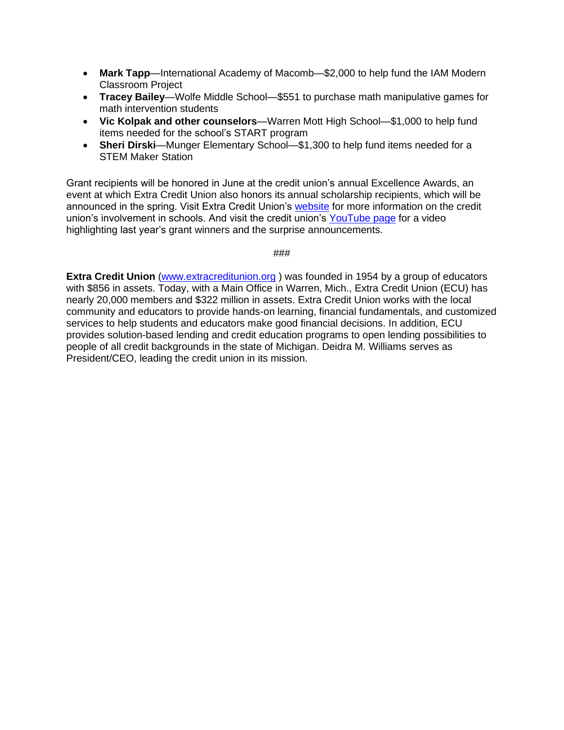- **Mark Tapp**—International Academy of Macomb—$2,000 to help fund the IAM Modern Classroom Project
- **Tracey Bailey**—Wolfe Middle School—$551 to purchase math manipulative games for math intervention students
- **Vic Kolpak and other counselors**—Warren Mott High School—$1,000 to help fund items needed for the school's START program
- **Sheri Dirski**—Munger Elementary School—$1,300 to help fund items needed for a STEM Maker Station

Grant recipients will be honored in June at the credit union's annual Excellence Awards, an event at which Extra Credit Union also honors its annual scholarship recipients, which will be announced in the spring. Visit Extra Credit Union's website for more information on the credit union's involvement in schools. And visit the credit union's YouTube page for a video highlighting last year's grant winners and the surprise announcements.

###

**Extra Credit Union** (www.extracreditunion.org ) was founded in 1954 by a group of educators with $856 in assets. Today, with a Main Office in Warren, Mich., Extra Credit Union (ECU) has nearly 20,000 members and $322 million in assets. Extra Credit Union works with the local community and educators to provide hands-on learning, financial fundamentals, and customized services to help students and educators make good financial decisions. In addition, ECU provides solution-based lending and credit education programs to open lending possibilities to people of all credit backgrounds in the state of Michigan. Deidra M. Williams serves as President/CEO, leading the credit union in its mission.